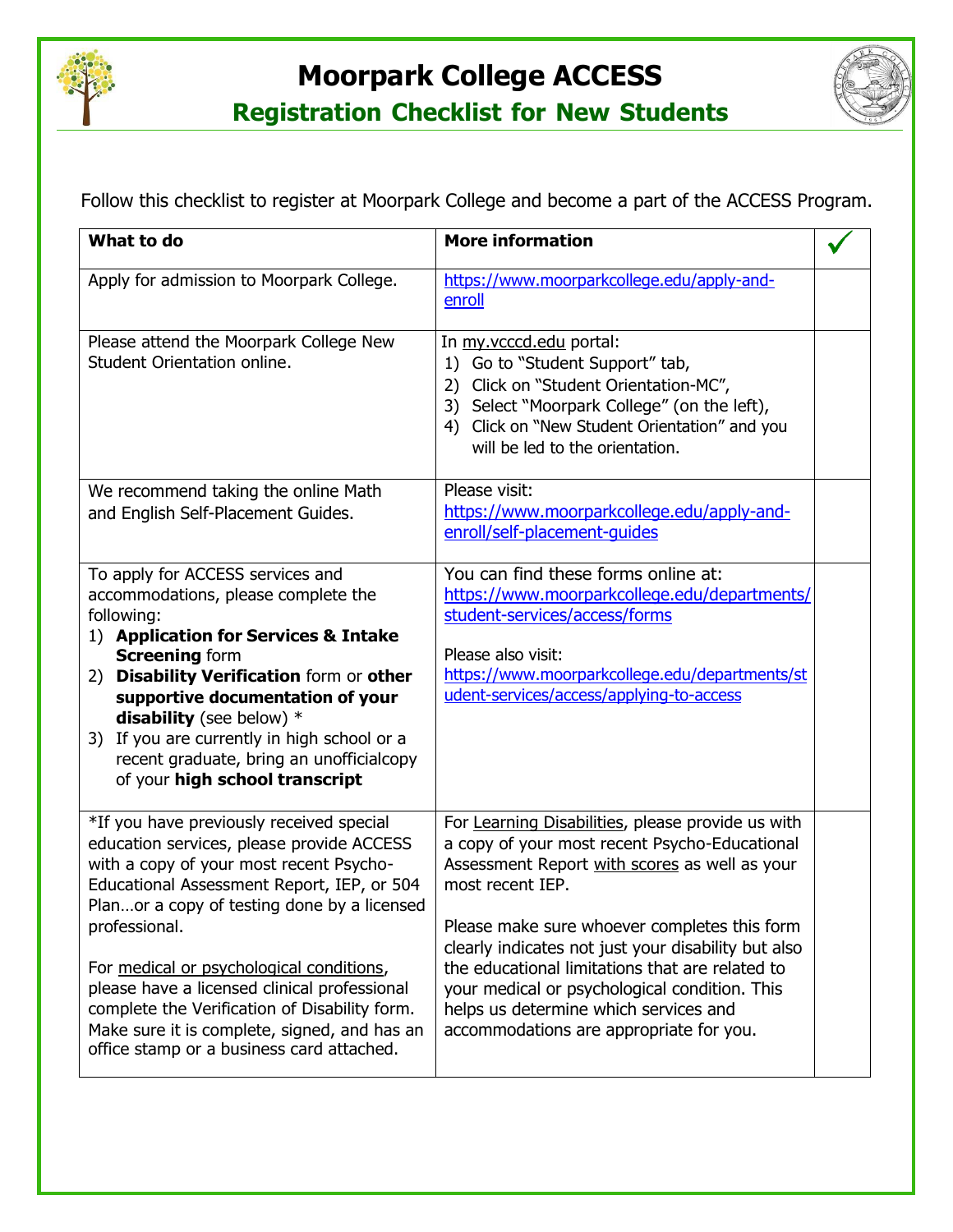# Moorpark College ACCESS

## Registration Checklist for New Students

Follow this checklist to register at Moorpark College and become a part of the ACCESS Program.

| What to do | More information | ✓ |
|---|---|---|
| Apply for admission to Moorpark College. | https://www.moorparkcollege.edu/apply-and-enroll | |
| Please attend the Moorpark College New Student Orientation online. | In my.vcccd.edu portal:<br>1) Go to "Student Support" tab,<br>2) Click on "Student Orientation-MC",<br>3) Select "Moorpark College" (on the left),<br>4) Click on "New Student Orientation" and you will be led to the orientation. | |
| We recommend taking the online Math and English Self-Placement Guides. | Please visit: https://www.moorparkcollege.edu/apply-and-enroll/self-placement-guides | |
| To apply for ACCESS services and accommodations, please complete the following:<br>1) **Application for Services & Intake Screening** form<br>2) **Disability Verification** form or **other supportive documentation of your disability** (see below) *<br>3) If you are currently in high school or a recent graduate, bring an unofficialcopy of your **high school transcript** | You can find these forms online at: https://www.moorparkcollege.edu/departments/student-services/access/forms<br><br>Please also visit: https://www.moorparkcollege.edu/departments/student-services/access/applying-to-access | |
| *If you have previously received special education services, please provide ACCESS with a copy of your most recent Psycho-Educational Assessment Report, IEP, or 504 Plan…or a copy of testing done by a licensed professional.<br><br>For medical or psychological conditions, please have a licensed clinical professional complete the Verification of Disability form. Make sure it is complete, signed, and has an office stamp or a business card attached. | For Learning Disabilities, please provide us with a copy of your most recent Psycho-Educational Assessment Report with scores as well as your most recent IEP.<br><br>Please make sure whoever completes this form clearly indicates not just your disability but also the educational limitations that are related to your medical or psychological condition. This helps us determine which services and accommodations are appropriate for you. | |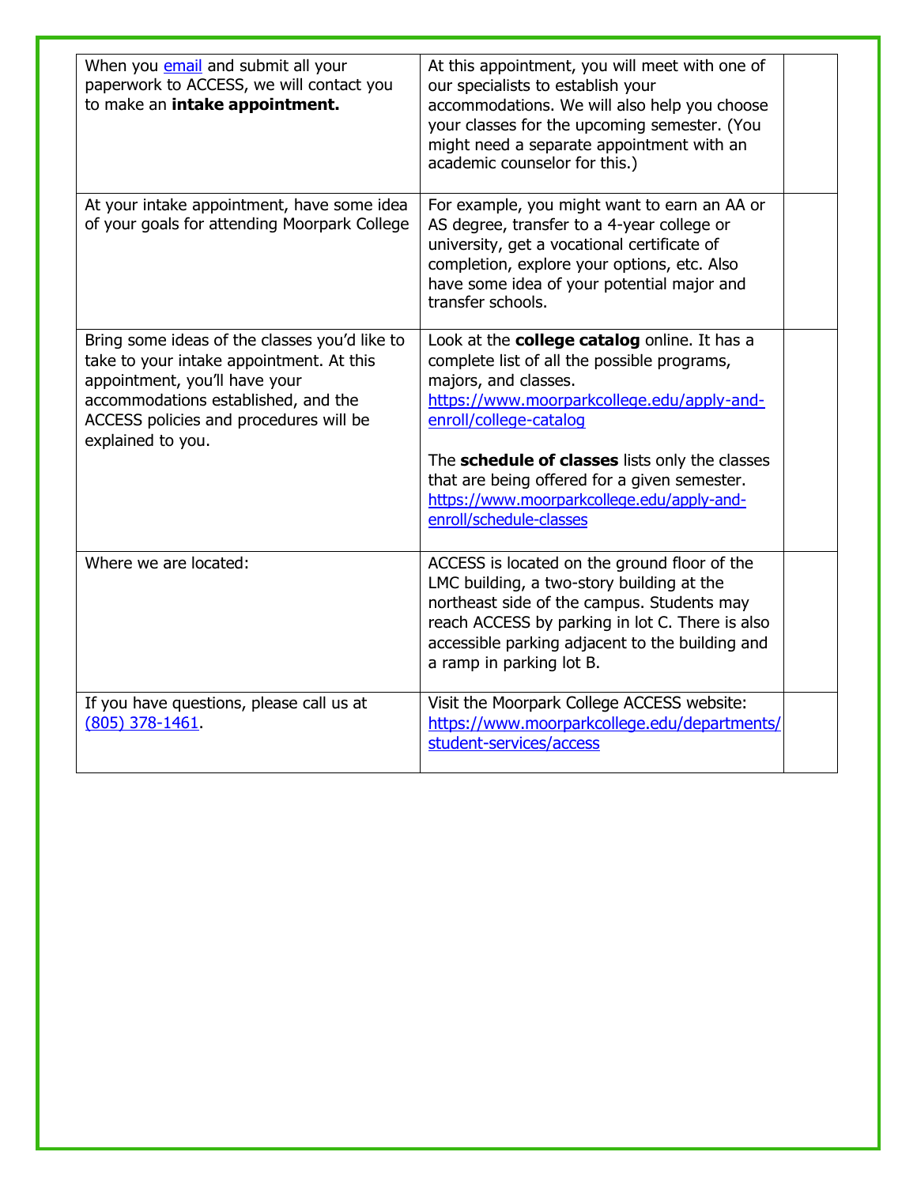| | | |
|---|---|---|
| When you email and submit all your paperwork to ACCESS, we will contact you to make an **intake appointment.** | At this appointment, you will meet with one of our specialists to establish your accommodations. We will also help you choose your classes for the upcoming semester. (You might need a separate appointment with an academic counselor for this.) | |
| At your intake appointment, have some idea of your goals for attending Moorpark College | For example, you might want to earn an AA or AS degree, transfer to a 4-year college or university, get a vocational certificate of completion, explore your options, etc. Also have some idea of your potential major and transfer schools. | |
| Bring some ideas of the classes you'd like to take to your intake appointment. At this appointment, you'll have your accommodations established, and the ACCESS policies and procedures will be explained to you. | Look at the **college catalog** online. It has a complete list of all the possible programs, majors, and classes. https://www.moorparkcollege.edu/apply-and-enroll/college-catalog<br><br>The **schedule of classes** lists only the classes that are being offered for a given semester. https://www.moorparkcollege.edu/apply-and-enroll/schedule-classes | |
| Where we are located: | ACCESS is located on the ground floor of the LMC building, a two-story building at the northeast side of the campus. Students may reach ACCESS by parking in lot C. There is also accessible parking adjacent to the building and a ramp in parking lot B. | |
| If you have questions, please call us at (805) 378-1461. | Visit the Moorpark College ACCESS website: https://www.moorparkcollege.edu/departments/student-services/access | |